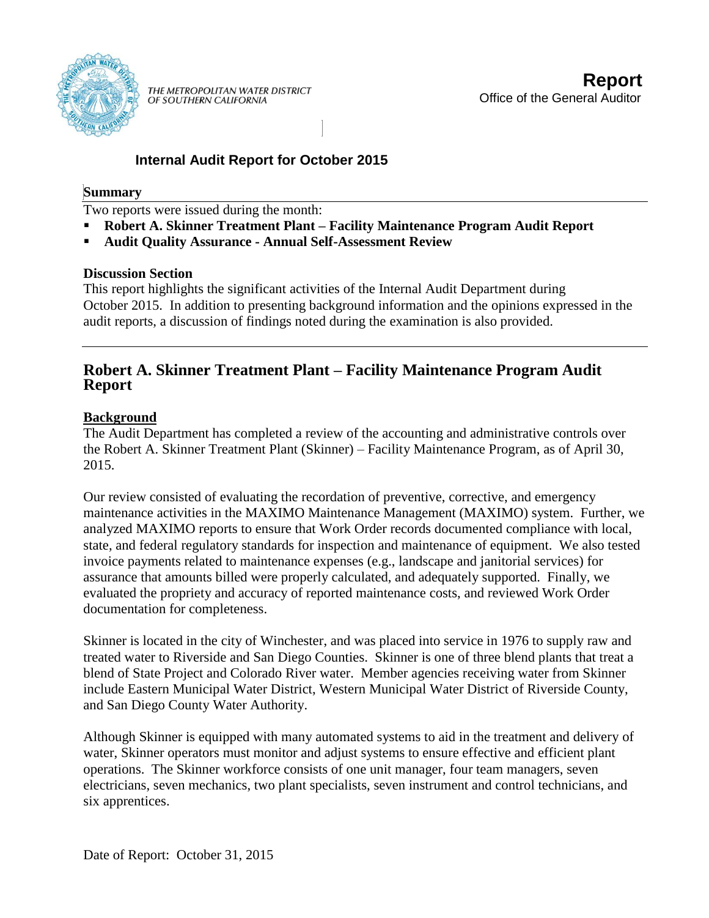THE METROPOLITAN WATER DISTRICT OF SOUTHERN CALIFORNIA

**Report**
Office of the General Auditor

# Internal Audit Report for October 2015

**Summary**

Two reports were issued during the month:

- **Robert A. Skinner Treatment Plant – Facility Maintenance Program Audit Report**
- **Audit Quality Assurance - Annual Self-Assessment Review**

**Discussion Section**

This report highlights the significant activities of the Internal Audit Department during October 2015. In addition to presenting background information and the opinions expressed in the audit reports, a discussion of findings noted during the examination is also provided.

## Robert A. Skinner Treatment Plant – Facility Maintenance Program Audit Report

**Background**

The Audit Department has completed a review of the accounting and administrative controls over the Robert A. Skinner Treatment Plant (Skinner) – Facility Maintenance Program, as of April 30, 2015.

Our review consisted of evaluating the recordation of preventive, corrective, and emergency maintenance activities in the MAXIMO Maintenance Management (MAXIMO) system. Further, we analyzed MAXIMO reports to ensure that Work Order records documented compliance with local, state, and federal regulatory standards for inspection and maintenance of equipment. We also tested invoice payments related to maintenance expenses (e.g., landscape and janitorial services) for assurance that amounts billed were properly calculated, and adequately supported. Finally, we evaluated the propriety and accuracy of reported maintenance costs, and reviewed Work Order documentation for completeness.

Skinner is located in the city of Winchester, and was placed into service in 1976 to supply raw and treated water to Riverside and San Diego Counties. Skinner is one of three blend plants that treat a blend of State Project and Colorado River water. Member agencies receiving water from Skinner include Eastern Municipal Water District, Western Municipal Water District of Riverside County, and San Diego County Water Authority.

Although Skinner is equipped with many automated systems to aid in the treatment and delivery of water, Skinner operators must monitor and adjust systems to ensure effective and efficient plant operations. The Skinner workforce consists of one unit manager, four team managers, seven electricians, seven mechanics, two plant specialists, seven instrument and control technicians, and six apprentices.

Date of Report: October 31, 2015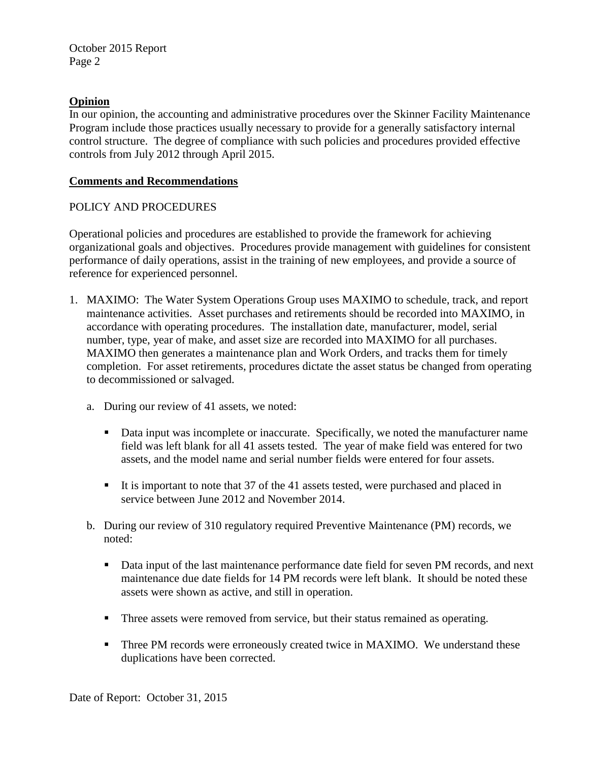## Opinion

In our opinion, the accounting and administrative procedures over the Skinner Facility Maintenance Program include those practices usually necessary to provide for a generally satisfactory internal control structure. The degree of compliance with such policies and procedures provided effective controls from July 2012 through April 2015.

## Comments and Recommendations

POLICY AND PROCEDURES

Operational policies and procedures are established to provide the framework for achieving organizational goals and objectives. Procedures provide management with guidelines for consistent performance of daily operations, assist in the training of new employees, and provide a source of reference for experienced personnel.

1. MAXIMO: The Water System Operations Group uses MAXIMO to schedule, track, and report maintenance activities. Asset purchases and retirements should be recorded into MAXIMO, in accordance with operating procedures. The installation date, manufacturer, model, serial number, type, year of make, and asset size are recorded into MAXIMO for all purchases. MAXIMO then generates a maintenance plan and Work Orders, and tracks them for timely completion. For asset retirements, procedures dictate the asset status be changed from operating to decommissioned or salvaged.

   a. During our review of 41 assets, we noted:

      - Data input was incomplete or inaccurate. Specifically, we noted the manufacturer name field was left blank for all 41 assets tested. The year of make field was entered for two assets, and the model name and serial number fields were entered for four assets.

      - It is important to note that 37 of the 41 assets tested, were purchased and placed in service between June 2012 and November 2014.

   b. During our review of 310 regulatory required Preventive Maintenance (PM) records, we noted:

      - Data input of the last maintenance performance date field for seven PM records, and next maintenance due date fields for 14 PM records were left blank. It should be noted these assets were shown as active, and still in operation.

      - Three assets were removed from service, but their status remained as operating.

      - Three PM records were erroneously created twice in MAXIMO. We understand these duplications have been corrected.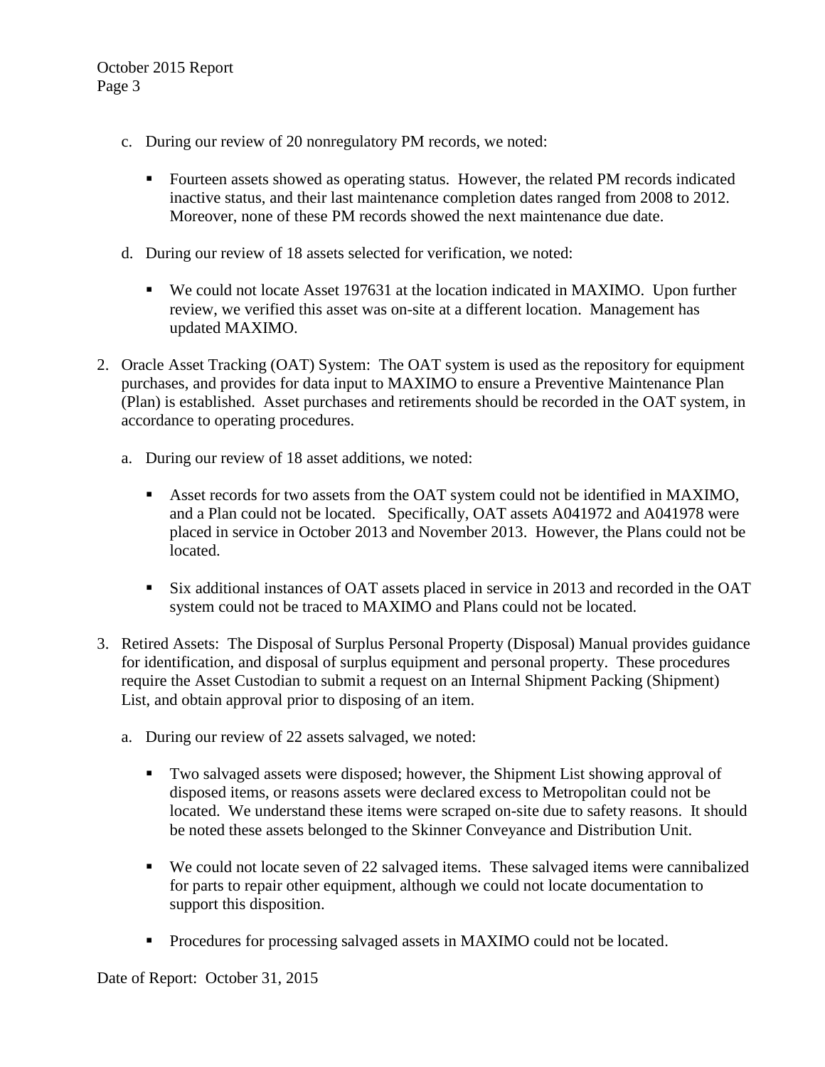c. During our review of 20 nonregulatory PM records, we noted:

    - Fourteen assets showed as operating status. However, the related PM records indicated inactive status, and their last maintenance completion dates ranged from 2008 to 2012. Moreover, none of these PM records showed the next maintenance due date.

d. During our review of 18 assets selected for verification, we noted:

    - We could not locate Asset 197631 at the location indicated in MAXIMO. Upon further review, we verified this asset was on-site at a different location. Management has updated MAXIMO.

2. Oracle Asset Tracking (OAT) System: The OAT system is used as the repository for equipment purchases, and provides for data input to MAXIMO to ensure a Preventive Maintenance Plan (Plan) is established. Asset purchases and retirements should be recorded in the OAT system, in accordance to operating procedures.

    a. During our review of 18 asset additions, we noted:

        - Asset records for two assets from the OAT system could not be identified in MAXIMO, and a Plan could not be located. Specifically, OAT assets A041972 and A041978 were placed in service in October 2013 and November 2013. However, the Plans could not be located.

        - Six additional instances of OAT assets placed in service in 2013 and recorded in the OAT system could not be traced to MAXIMO and Plans could not be located.

3. Retired Assets: The Disposal of Surplus Personal Property (Disposal) Manual provides guidance for identification, and disposal of surplus equipment and personal property. These procedures require the Asset Custodian to submit a request on an Internal Shipment Packing (Shipment) List, and obtain approval prior to disposing of an item.

    a. During our review of 22 assets salvaged, we noted:

        - Two salvaged assets were disposed; however, the Shipment List showing approval of disposed items, or reasons assets were declared excess to Metropolitan could not be located. We understand these items were scraped on-site due to safety reasons. It should be noted these assets belonged to the Skinner Conveyance and Distribution Unit.

        - We could not locate seven of 22 salvaged items. These salvaged items were cannibalized for parts to repair other equipment, although we could not locate documentation to support this disposition.

        - Procedures for processing salvaged assets in MAXIMO could not be located.

Date of Report: October 31, 2015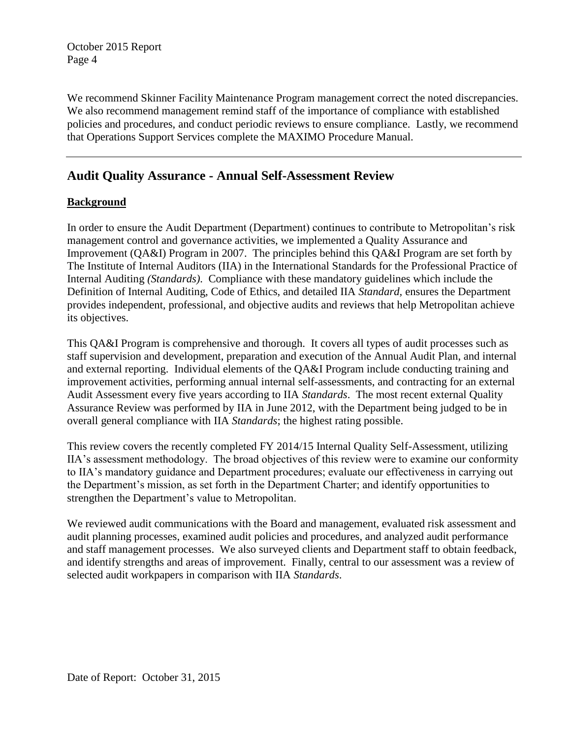We recommend Skinner Facility Maintenance Program management correct the noted discrepancies. We also recommend management remind staff of the importance of compliance with established policies and procedures, and conduct periodic reviews to ensure compliance. Lastly, we recommend that Operations Support Services complete the MAXIMO Procedure Manual.

---

## Audit Quality Assurance - Annual Self-Assessment Review

**Background**

In order to ensure the Audit Department (Department) continues to contribute to Metropolitan's risk management control and governance activities, we implemented a Quality Assurance and Improvement (QA&I) Program in 2007. The principles behind this QA&I Program are set forth by The Institute of Internal Auditors (IIA) in the International Standards for the Professional Practice of Internal Auditing *(Standards)*. Compliance with these mandatory guidelines which include the Definition of Internal Auditing, Code of Ethics, and detailed IIA *Standard*, ensures the Department provides independent, professional, and objective audits and reviews that help Metropolitan achieve its objectives.

This QA&I Program is comprehensive and thorough. It covers all types of audit processes such as staff supervision and development, preparation and execution of the Annual Audit Plan, and internal and external reporting. Individual elements of the QA&I Program include conducting training and improvement activities, performing annual internal self-assessments, and contracting for an external Audit Assessment every five years according to IIA *Standards*. The most recent external Quality Assurance Review was performed by IIA in June 2012, with the Department being judged to be in overall general compliance with IIA *Standards*; the highest rating possible.

This review covers the recently completed FY 2014/15 Internal Quality Self-Assessment, utilizing IIA's assessment methodology. The broad objectives of this review were to examine our conformity to IIA's mandatory guidance and Department procedures; evaluate our effectiveness in carrying out the Department's mission, as set forth in the Department Charter; and identify opportunities to strengthen the Department's value to Metropolitan.

We reviewed audit communications with the Board and management, evaluated risk assessment and audit planning processes, examined audit policies and procedures, and analyzed audit performance and staff management processes. We also surveyed clients and Department staff to obtain feedback, and identify strengths and areas of improvement. Finally, central to our assessment was a review of selected audit workpapers in comparison with IIA *Standards*.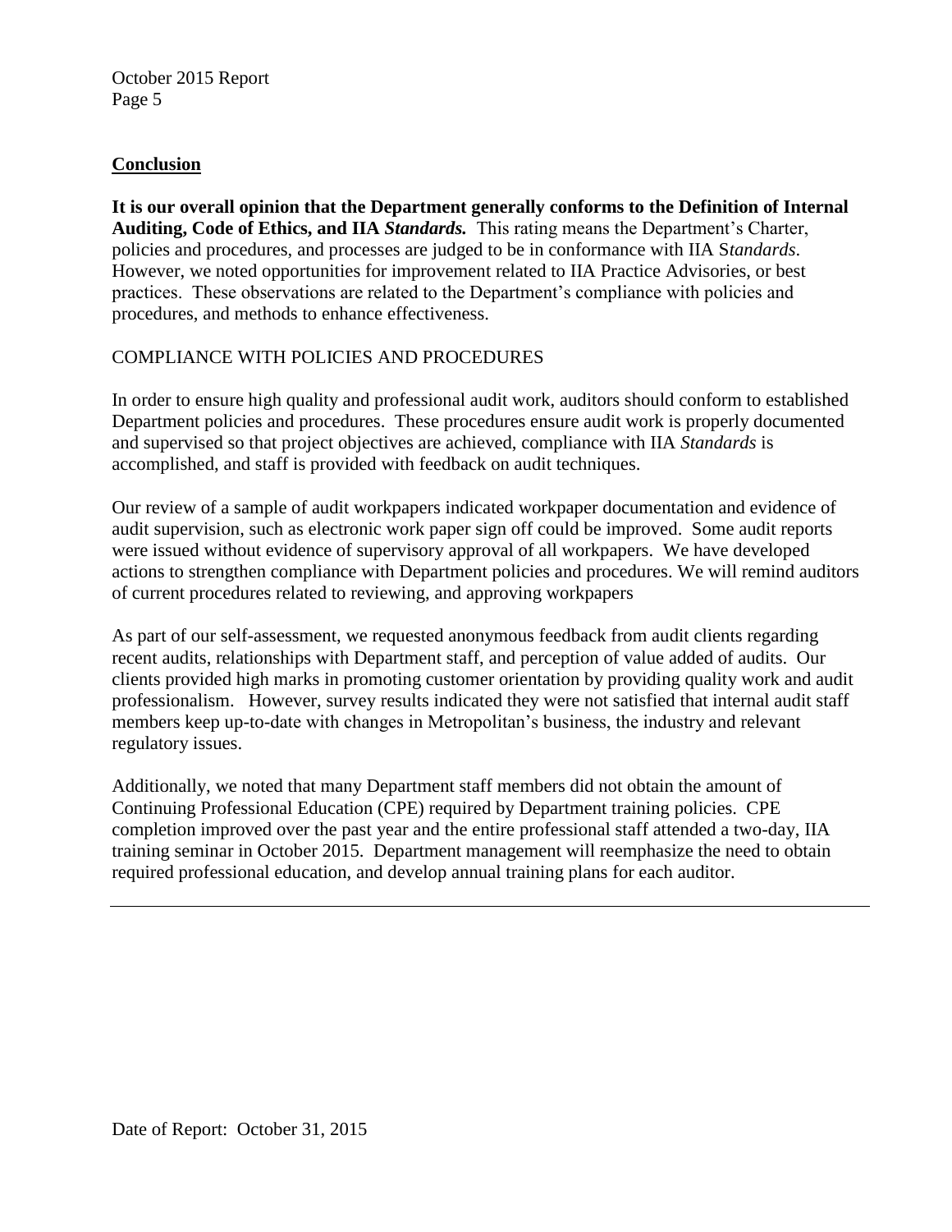## Conclusion

**It is our overall opinion that the Department generally conforms to the Definition of Internal Auditing, Code of Ethics, and IIA *Standards*.** This rating means the Department's Charter, policies and procedures, and processes are judged to be in conformance with IIA S*tandards*. However, we noted opportunities for improvement related to IIA Practice Advisories, or best practices. These observations are related to the Department's compliance with policies and procedures, and methods to enhance effectiveness.

COMPLIANCE WITH POLICIES AND PROCEDURES

In order to ensure high quality and professional audit work, auditors should conform to established Department policies and procedures. These procedures ensure audit work is properly documented and supervised so that project objectives are achieved, compliance with IIA *Standards* is accomplished, and staff is provided with feedback on audit techniques.

Our review of a sample of audit workpapers indicated workpaper documentation and evidence of audit supervision, such as electronic work paper sign off could be improved. Some audit reports were issued without evidence of supervisory approval of all workpapers. We have developed actions to strengthen compliance with Department policies and procedures. We will remind auditors of current procedures related to reviewing, and approving workpapers

As part of our self-assessment, we requested anonymous feedback from audit clients regarding recent audits, relationships with Department staff, and perception of value added of audits. Our clients provided high marks in promoting customer orientation by providing quality work and audit professionalism. However, survey results indicated they were not satisfied that internal audit staff members keep up-to-date with changes in Metropolitan's business, the industry and relevant regulatory issues.

Additionally, we noted that many Department staff members did not obtain the amount of Continuing Professional Education (CPE) required by Department training policies. CPE completion improved over the past year and the entire professional staff attended a two-day, IIA training seminar in October 2015. Department management will reemphasize the need to obtain required professional education, and develop annual training plans for each auditor.

---

Date of Report: October 31, 2015